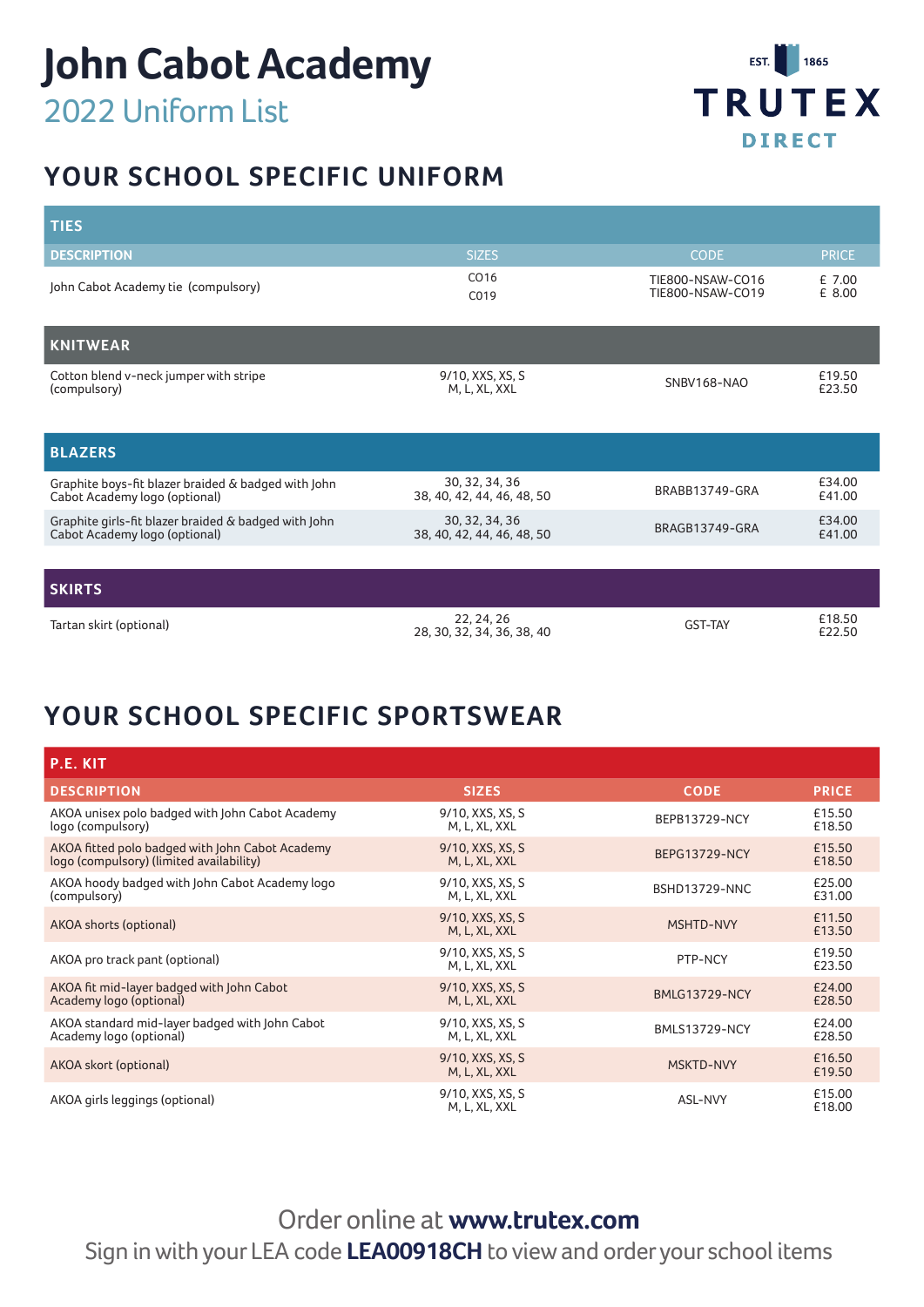# John Cabot Academy

## 2022 Uniform List

EST. 1865 TRUTEX DIRECT

## YOUR SCHOOL SPECIFIC UNIFORM

**TIES**

| DESCRIPTION | SIZES | CODE | PRICE |
|---|---|---|---|
| John Cabot Academy tie (compulsory) | CO16<br>CO19 | TIE800-NSAW-CO16<br>TIE800-NSAW-CO19 | £ 7.00<br>£ 8.00 |

**KNITWEAR**

| DESCRIPTION | SIZES | CODE | PRICE |
|---|---|---|---|
| Cotton blend v-neck jumper with stripe (compulsory) | 9/10, XXS, XS, S<br>M, L, XL, XXL | SNBV168-NAO | £19.50<br>£23.50 |

**BLAZERS**

| DESCRIPTION | SIZES | CODE | PRICE |
|---|---|---|---|
| Graphite boys-fit blazer braided & badged with John Cabot Academy logo (optional) | 30, 32, 34, 36<br>38, 40, 42, 44, 46, 48, 50 | BRABB13749-GRA | £34.00<br>£41.00 |
| Graphite girls-fit blazer braided & badged with John Cabot Academy logo (optional) | 30, 32, 34, 36<br>38, 40, 42, 44, 46, 48, 50 | BRAGB13749-GRA | £34.00<br>£41.00 |

**SKIRTS**

| DESCRIPTION | SIZES | CODE | PRICE |
|---|---|---|---|
| Tartan skirt (optional) | 22, 24, 26<br>28, 30, 32, 34, 36, 38, 40 | GST-TAY | £18.50<br>£22.50 |

## YOUR SCHOOL SPECIFIC SPORTSWEAR

**P.E. KIT**

| DESCRIPTION | SIZES | CODE | PRICE |
|---|---|---|---|
| AKOA unisex polo badged with John Cabot Academy logo (compulsory) | 9/10, XXS, XS, S<br>M, L, XL, XXL | BEPB13729-NCY | £15.50<br>£18.50 |
| AKOA fitted polo badged with John Cabot Academy logo (compulsory) (limited availability) | 9/10, XXS, XS, S<br>M, L, XL, XXL | BEPG13729-NCY | £15.50<br>£18.50 |
| AKOA hoody badged with John Cabot Academy logo (compulsory) | 9/10, XXS, XS, S<br>M, L, XL, XXL | BSHD13729-NNC | £25.00<br>£31.00 |
| AKOA shorts (optional) | 9/10, XXS, XS, S<br>M, L, XL, XXL | MSHTD-NVY | £11.50<br>£13.50 |
| AKOA pro track pant (optional) | 9/10, XXS, XS, S<br>M, L, XL, XXL | PTP-NCY | £19.50<br>£23.50 |
| AKOA fit mid-layer badged with John Cabot Academy logo (optional) | 9/10, XXS, XS, S<br>M, L, XL, XXL | BMLG13729-NCY | £24.00<br>£28.50 |
| AKOA standard mid-layer badged with John Cabot Academy logo (optional) | 9/10, XXS, XS, S<br>M, L, XL, XXL | BMLS13729-NCY | £24.00<br>£28.50 |
| AKOA skort (optional) | 9/10, XXS, XS, S<br>M, L, XL, XXL | MSKTD-NVY | £16.50<br>£19.50 |
| AKOA girls leggings (optional) | 9/10, XXS, XS, S<br>M, L, XL, XXL | ASL-NVY | £15.00<br>£18.00 |

Order online at **www.trutex.com**

Sign in with your LEA code **LEA00918CH** to view and order your school items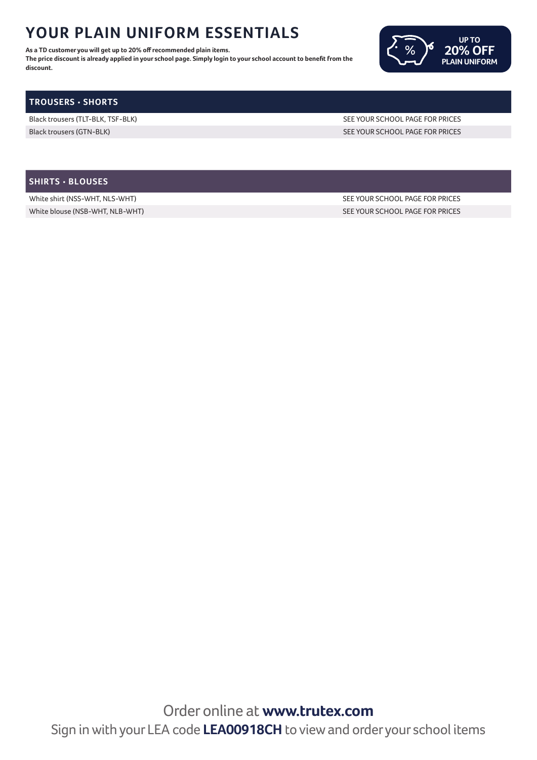# YOUR PLAIN UNIFORM ESSENTIALS

**As a TD customer you will get up to 20% off recommended plain items.**
**The price discount is already applied in your school page. Simply login to your school account to benefit from the discount.**

**UP TO 20% OFF PLAIN UNIFORM**

| TROUSERS • SHORTS | |
|---|---|
| Black trousers (TLT-BLK, TSF-BLK) | SEE YOUR SCHOOL PAGE FOR PRICES |
| Black trousers (GTN-BLK) | SEE YOUR SCHOOL PAGE FOR PRICES |

| SHIRTS • BLOUSES | |
|---|---|
| White shirt (NSS-WHT, NLS-WHT) | SEE YOUR SCHOOL PAGE FOR PRICES |
| White blouse (NSB-WHT, NLB-WHT) | SEE YOUR SCHOOL PAGE FOR PRICES |

Order online at **www.trutex.com**

Sign in with your LEA code **LEA00918CH** to view and order your school items